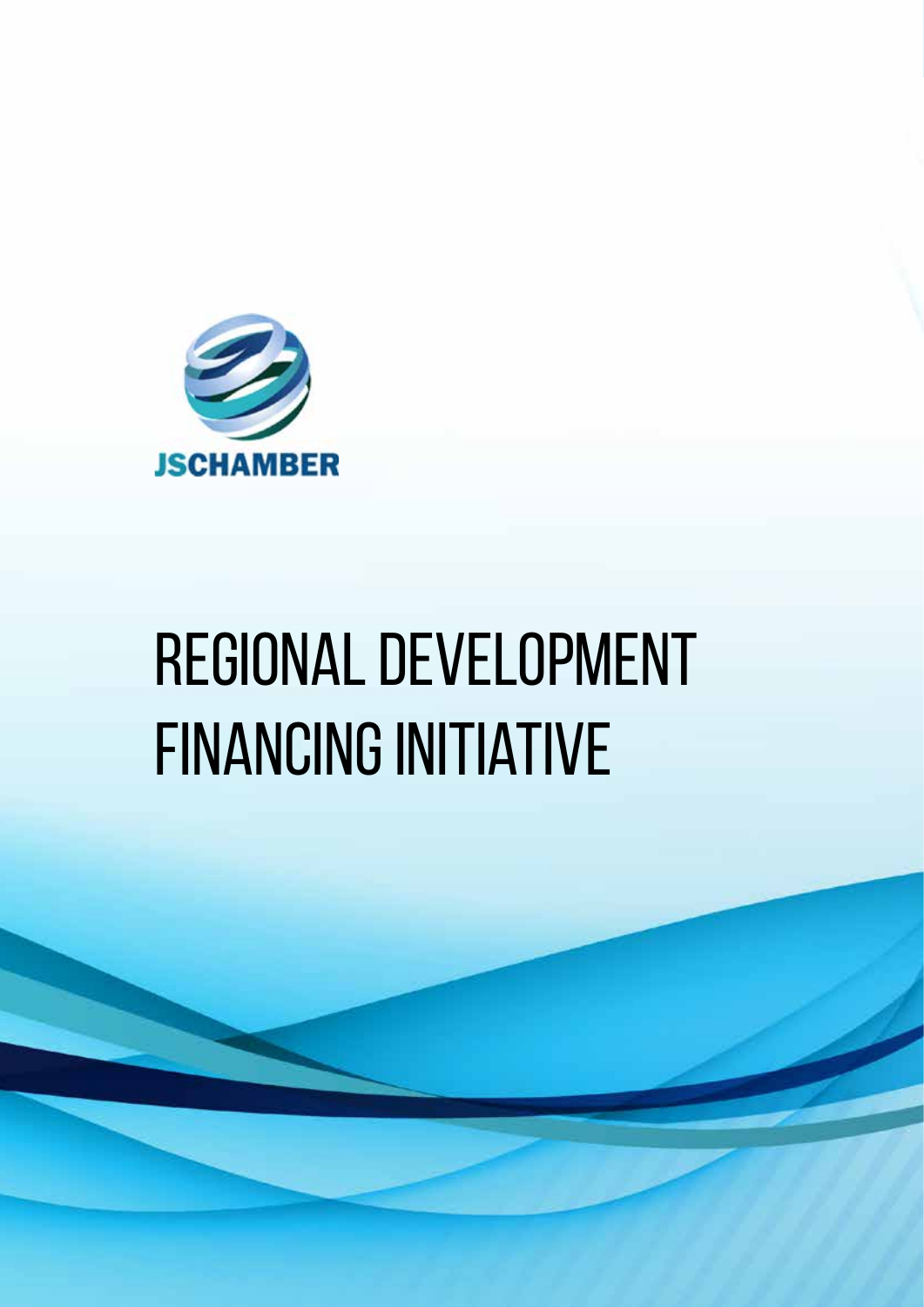JSCHAMBER

# REGIONAL DEVELOPMENT FINANCING INITIATIVE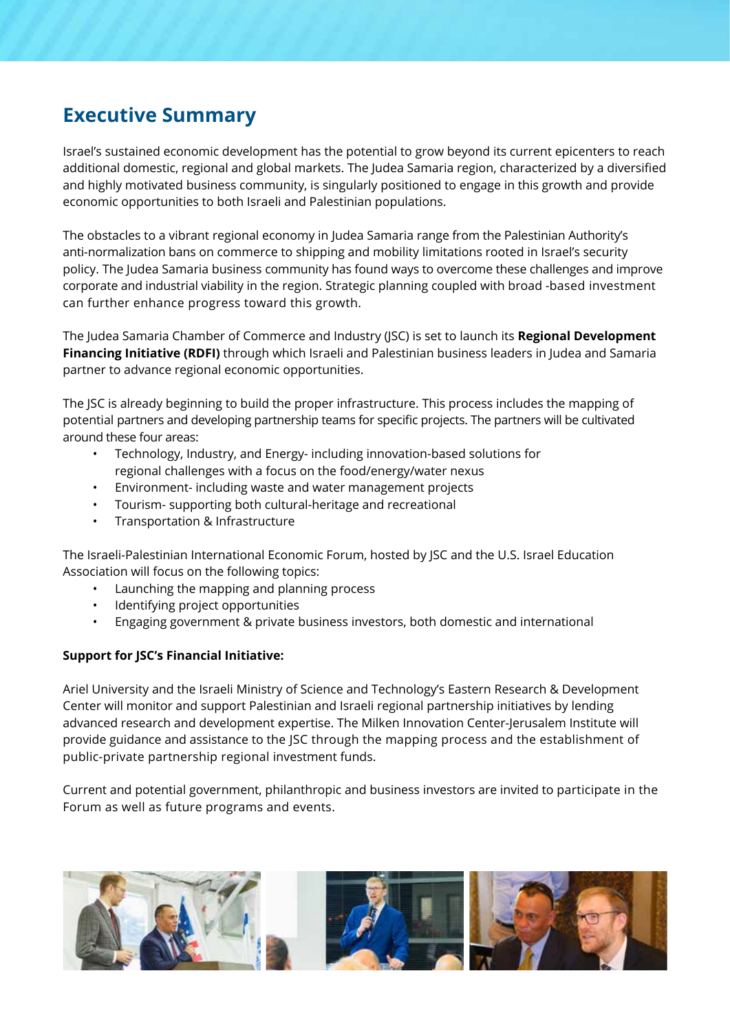## Executive Summary

Israel's sustained economic development has the potential to grow beyond its current epicenters to reach additional domestic, regional and global markets. The Judea Samaria region, characterized by a diversified and highly motivated business community, is singularly positioned to engage in this growth and provide economic opportunities to both Israeli and Palestinian populations.

The obstacles to a vibrant regional economy in Judea Samaria range from the Palestinian Authority's anti-normalization bans on commerce to shipping and mobility limitations rooted in Israel's security policy. The Judea Samaria business community has found ways to overcome these challenges and improve corporate and industrial viability in the region. Strategic planning coupled with broad -based investment can further enhance progress toward this growth.

The Judea Samaria Chamber of Commerce and Industry (JSC) is set to launch its **Regional Development Financing Initiative (RDFI)** through which Israeli and Palestinian business leaders in Judea and Samaria partner to advance regional economic opportunities.

The JSC is already beginning to build the proper infrastructure. This process includes the mapping of potential partners and developing partnership teams for specific projects. The partners will be cultivated around these four areas:

- Technology, Industry, and Energy- including innovation-based solutions for regional challenges with a focus on the food/energy/water nexus
- Environment- including waste and water management projects
- Tourism- supporting both cultural-heritage and recreational
- Transportation & Infrastructure

The Israeli-Palestinian International Economic Forum, hosted by JSC and the U.S. Israel Education Association will focus on the following topics:

- Launching the mapping and planning process
- Identifying project opportunities
- Engaging government & private business investors, both domestic and international

**Support for JSC's Financial Initiative:**

Ariel University and the Israeli Ministry of Science and Technology's Eastern Research & Development Center will monitor and support Palestinian and Israeli regional partnership initiatives by lending advanced research and development expertise. The Milken Innovation Center-Jerusalem Institute will provide guidance and assistance to the JSC through the mapping process and the establishment of public-private partnership regional investment funds.

Current and potential government, philanthropic and business investors are invited to participate in the Forum as well as future programs and events.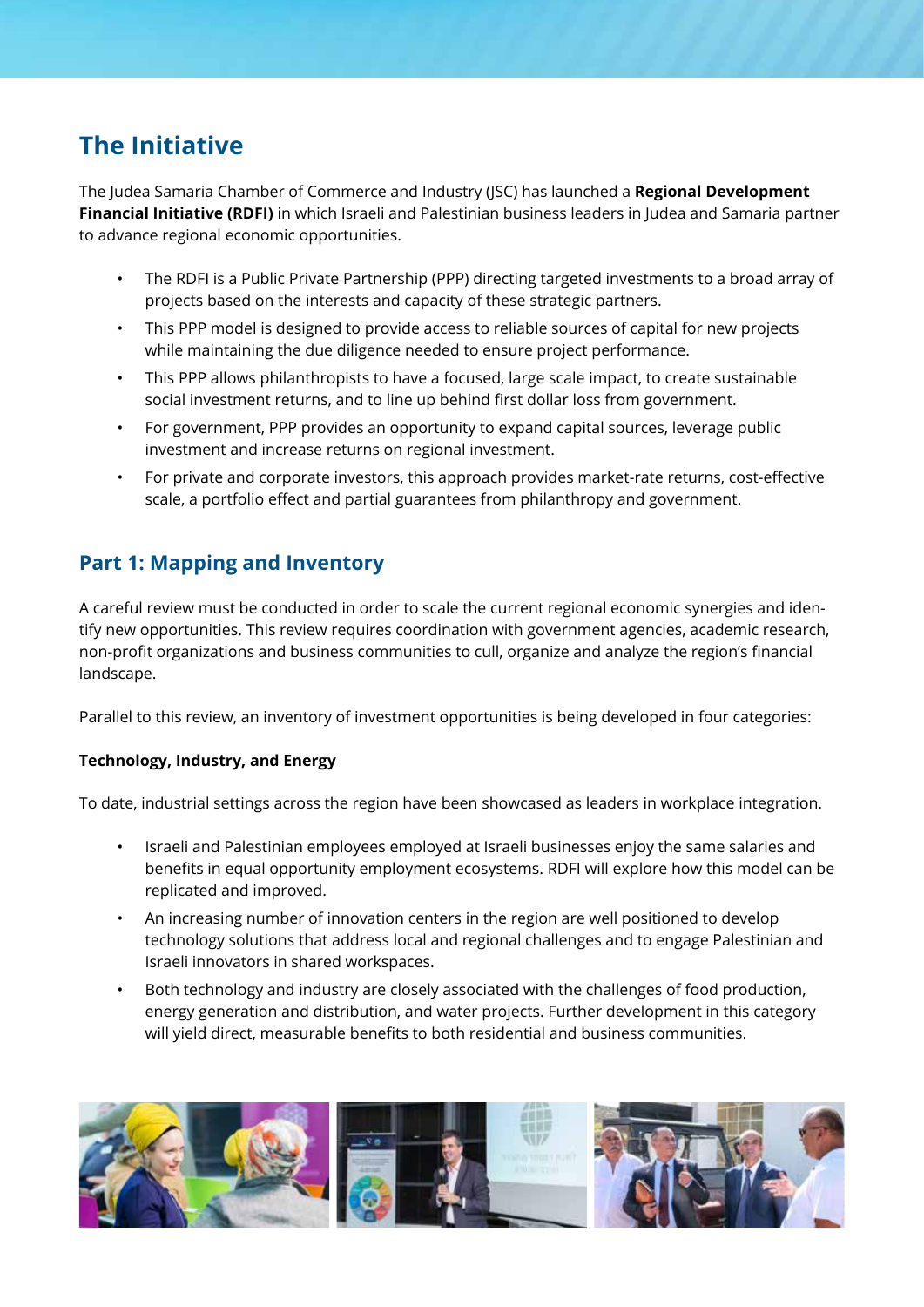## The Initiative

The Judea Samaria Chamber of Commerce and Industry (JSC) has launched a **Regional Development Financial Initiative (RDFI)** in which Israeli and Palestinian business leaders in Judea and Samaria partner to advance regional economic opportunities.

- The RDFI is a Public Private Partnership (PPP) directing targeted investments to a broad array of projects based on the interests and capacity of these strategic partners.
- This PPP model is designed to provide access to reliable sources of capital for new projects while maintaining the due diligence needed to ensure project performance.
- This PPP allows philanthropists to have a focused, large scale impact, to create sustainable social investment returns, and to line up behind first dollar loss from government.
- For government, PPP provides an opportunity to expand capital sources, leverage public investment and increase returns on regional investment.
- For private and corporate investors, this approach provides market-rate returns, cost-effective scale, a portfolio effect and partial guarantees from philanthropy and government.

### Part 1: Mapping and Inventory

A careful review must be conducted in order to scale the current regional economic synergies and identify new opportunities. This review requires coordination with government agencies, academic research, non-profit organizations and business communities to cull, organize and analyze the region's financial landscape.

Parallel to this review, an inventory of investment opportunities is being developed in four categories:

**Technology, Industry, and Energy**

To date, industrial settings across the region have been showcased as leaders in workplace integration.

- Israeli and Palestinian employees employed at Israeli businesses enjoy the same salaries and benefits in equal opportunity employment ecosystems. RDFI will explore how this model can be replicated and improved.
- An increasing number of innovation centers in the region are well positioned to develop technology solutions that address local and regional challenges and to engage Palestinian and Israeli innovators in shared workspaces.
- Both technology and industry are closely associated with the challenges of food production, energy generation and distribution, and water projects. Further development in this category will yield direct, measurable benefits to both residential and business communities.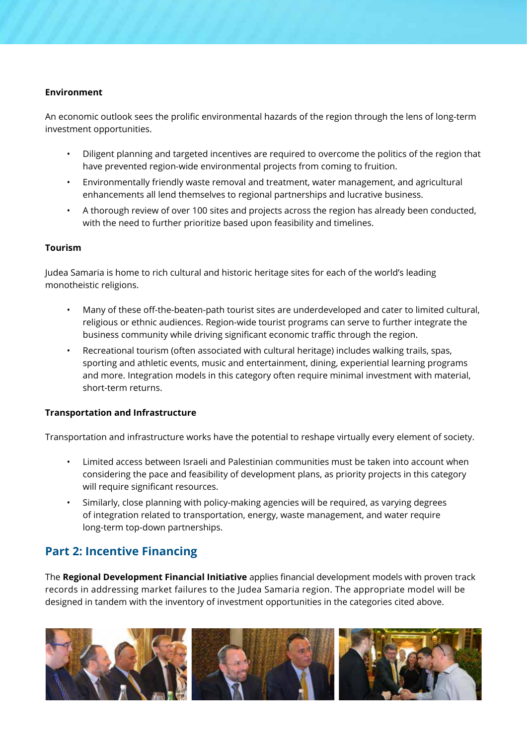**Environment**

An economic outlook sees the prolific environmental hazards of the region through the lens of long-term investment opportunities.

- Diligent planning and targeted incentives are required to overcome the politics of the region that have prevented region-wide environmental projects from coming to fruition.
- Environmentally friendly waste removal and treatment, water management, and agricultural enhancements all lend themselves to regional partnerships and lucrative business.
- A thorough review of over 100 sites and projects across the region has already been conducted, with the need to further prioritize based upon feasibility and timelines.

**Tourism**

Judea Samaria is home to rich cultural and historic heritage sites for each of the world's leading monotheistic religions.

- Many of these off-the-beaten-path tourist sites are underdeveloped and cater to limited cultural, religious or ethnic audiences. Region-wide tourist programs can serve to further integrate the business community while driving significant economic traffic through the region.
- Recreational tourism (often associated with cultural heritage) includes walking trails, spas, sporting and athletic events, music and entertainment, dining, experiential learning programs and more. Integration models in this category often require minimal investment with material, short-term returns.

**Transportation and Infrastructure**

Transportation and infrastructure works have the potential to reshape virtually every element of society.

- Limited access between Israeli and Palestinian communities must be taken into account when considering the pace and feasibility of development plans, as priority projects in this category will require significant resources.
- Similarly, close planning with policy-making agencies will be required, as varying degrees of integration related to transportation, energy, waste management, and water require long-term top-down partnerships.

## Part 2: Incentive Financing

The **Regional Development Financial Initiative** applies financial development models with proven track records in addressing market failures to the Judea Samaria region. The appropriate model will be designed in tandem with the inventory of investment opportunities in the categories cited above.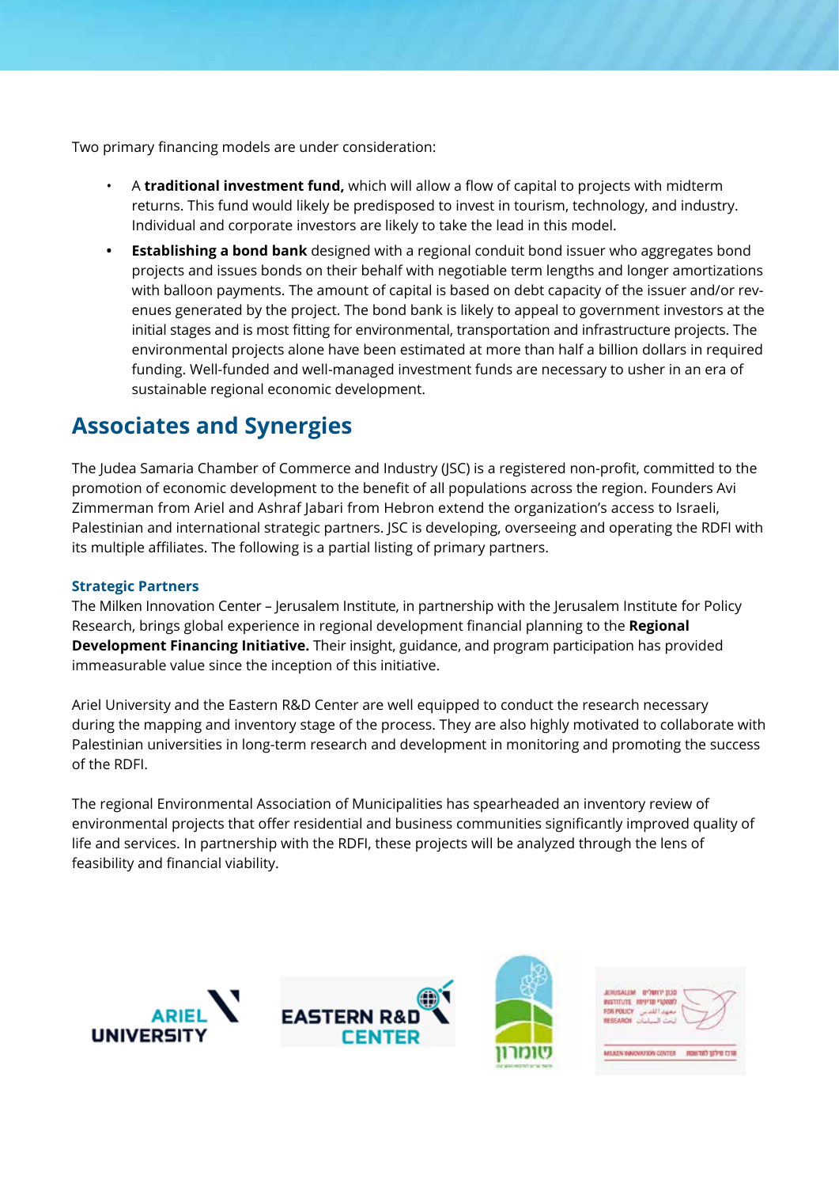Two primary financing models are under consideration:

- A **traditional investment fund,** which will allow a flow of capital to projects with midterm returns. This fund would likely be predisposed to invest in tourism, technology, and industry. Individual and corporate investors are likely to take the lead in this model.
- **Establishing a bond bank** designed with a regional conduit bond issuer who aggregates bond projects and issues bonds on their behalf with negotiable term lengths and longer amortizations with balloon payments. The amount of capital is based on debt capacity of the issuer and/or revenues generated by the project. The bond bank is likely to appeal to government investors at the initial stages and is most fitting for environmental, transportation and infrastructure projects. The environmental projects alone have been estimated at more than half a billion dollars in required funding. Well-funded and well-managed investment funds are necessary to usher in an era of sustainable regional economic development.

## Associates and Synergies

The Judea Samaria Chamber of Commerce and Industry (JSC) is a registered non-profit, committed to the promotion of economic development to the benefit of all populations across the region. Founders Avi Zimmerman from Ariel and Ashraf Jabari from Hebron extend the organization's access to Israeli, Palestinian and international strategic partners. JSC is developing, overseeing and operating the RDFI with its multiple affiliates. The following is a partial listing of primary partners.

### Strategic Partners

The Milken Innovation Center – Jerusalem Institute, in partnership with the Jerusalem Institute for Policy Research, brings global experience in regional development financial planning to the **Regional Development Financing Initiative.** Their insight, guidance, and program participation has provided immeasurable value since the inception of this initiative.

Ariel University and the Eastern R&D Center are well equipped to conduct the research necessary during the mapping and inventory stage of the process. They are also highly motivated to collaborate with Palestinian universities in long-term research and development in monitoring and promoting the success of the RDFI.

The regional Environmental Association of Municipalities has spearheaded an inventory review of environmental projects that offer residential and business communities significantly improved quality of life and services. In partnership with the RDFI, these projects will be analyzed through the lens of feasibility and financial viability.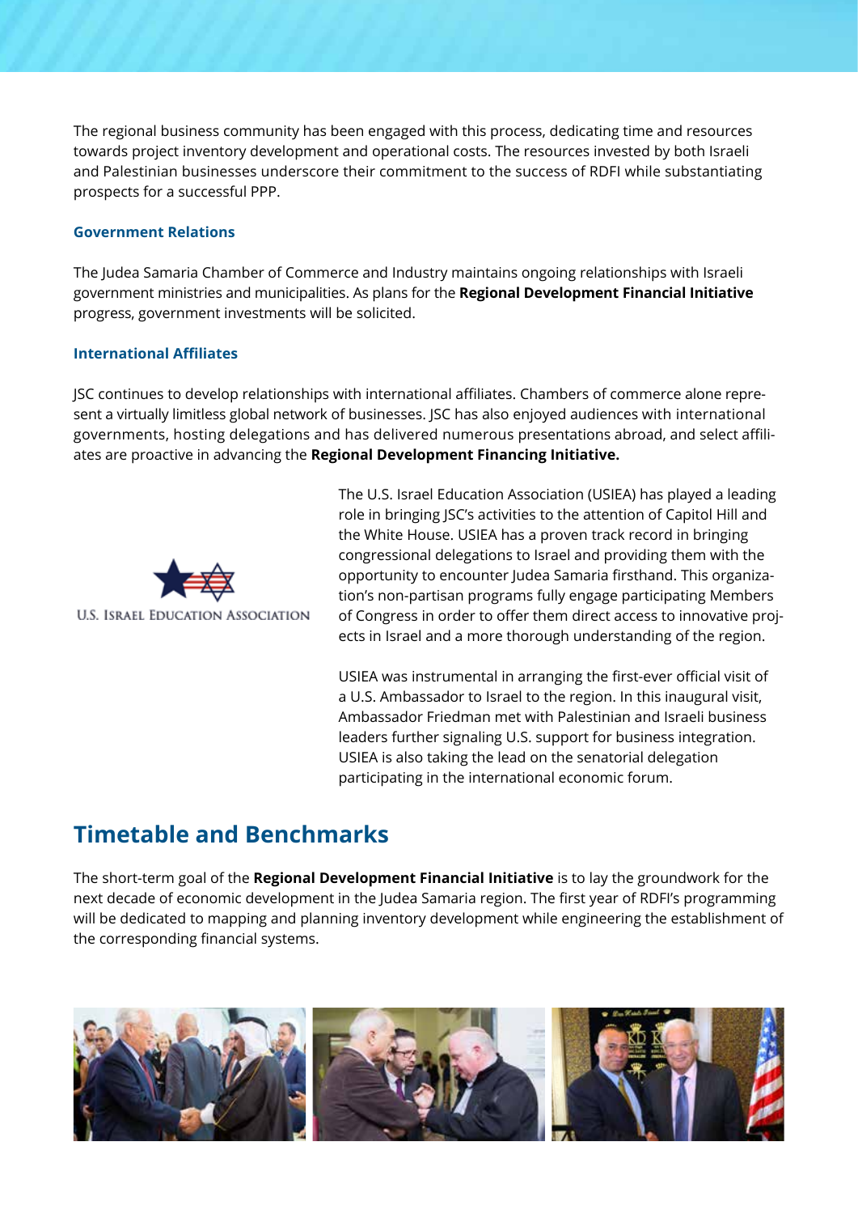The regional business community has been engaged with this process, dedicating time and resources towards project inventory development and operational costs. The resources invested by both Israeli and Palestinian businesses underscore their commitment to the success of RDFI while substantiating prospects for a successful PPP.

### Government Relations

The Judea Samaria Chamber of Commerce and Industry maintains ongoing relationships with Israeli government ministries and municipalities. As plans for the **Regional Development Financial Initiative** progress, government investments will be solicited.

### International Affiliates

JSC continues to develop relationships with international affiliates. Chambers of commerce alone represent a virtually limitless global network of businesses. JSC has also enjoyed audiences with international governments, hosting delegations and has delivered numerous presentations abroad, and select affiliates are proactive in advancing the **Regional Development Financing Initiative.**

U.S. Israel Education Association

The U.S. Israel Education Association (USIEA) has played a leading role in bringing JSC's activities to the attention of Capitol Hill and the White House. USIEA has a proven track record in bringing congressional delegations to Israel and providing them with the opportunity to encounter Judea Samaria firsthand. This organization's non-partisan programs fully engage participating Members of Congress in order to offer them direct access to innovative projects in Israel and a more thorough understanding of the region.

USIEA was instrumental in arranging the first-ever official visit of a U.S. Ambassador to Israel to the region. In this inaugural visit, Ambassador Friedman met with Palestinian and Israeli business leaders further signaling U.S. support for business integration. USIEA is also taking the lead on the senatorial delegation participating in the international economic forum.

## Timetable and Benchmarks

The short-term goal of the **Regional Development Financial Initiative** is to lay the groundwork for the next decade of economic development in the Judea Samaria region. The first year of RDFI's programming will be dedicated to mapping and planning inventory development while engineering the establishment of the corresponding financial systems.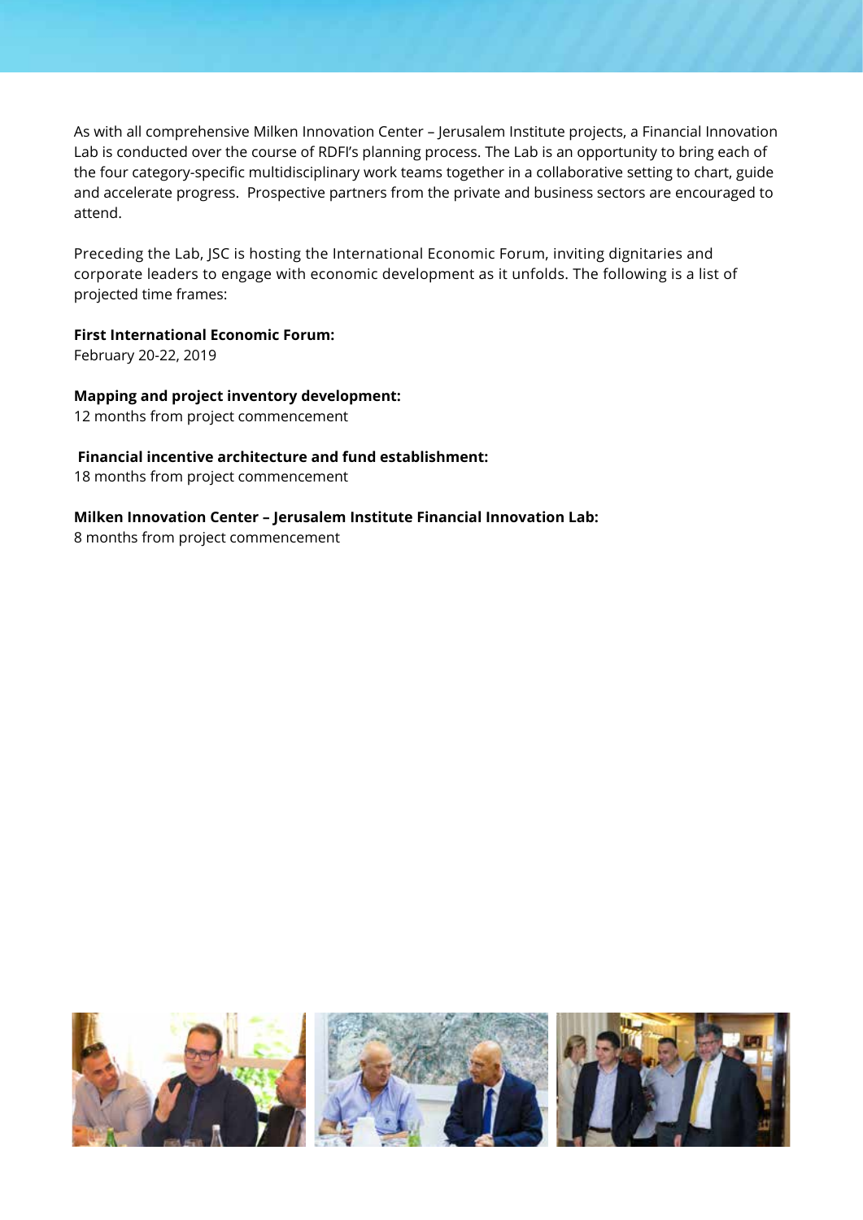As with all comprehensive Milken Innovation Center – Jerusalem Institute projects, a Financial Innovation Lab is conducted over the course of RDFI's planning process. The Lab is an opportunity to bring each of the four category-specific multidisciplinary work teams together in a collaborative setting to chart, guide and accelerate progress. Prospective partners from the private and business sectors are encouraged to attend.

Preceding the Lab, JSC is hosting the International Economic Forum, inviting dignitaries and corporate leaders to engage with economic development as it unfolds. The following is a list of projected time frames:

**First International Economic Forum:**
February 20-22, 2019

**Mapping and project inventory development:**
12 months from project commencement

**Financial incentive architecture and fund establishment:**
18 months from project commencement

**Milken Innovation Center – Jerusalem Institute Financial Innovation Lab:**
8 months from project commencement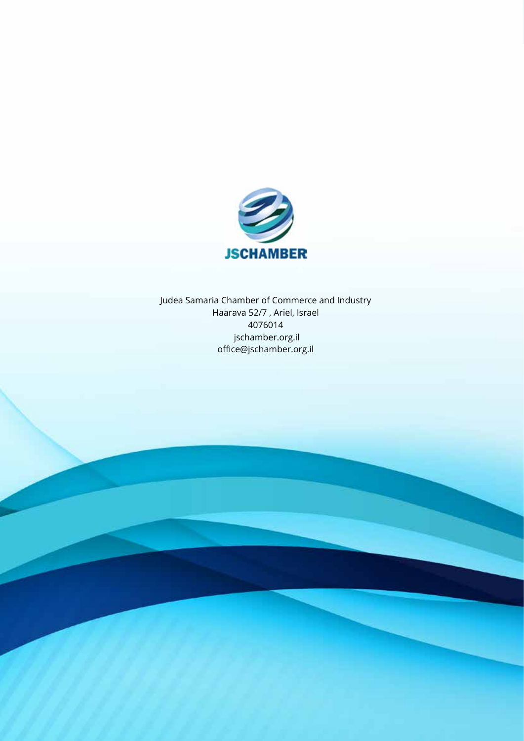JSCHAMBER

Judea Samaria Chamber of Commerce and Industry
Haarava 52/7 , Ariel, Israel
4076014
jschamber.org.il
office@jschamber.org.il